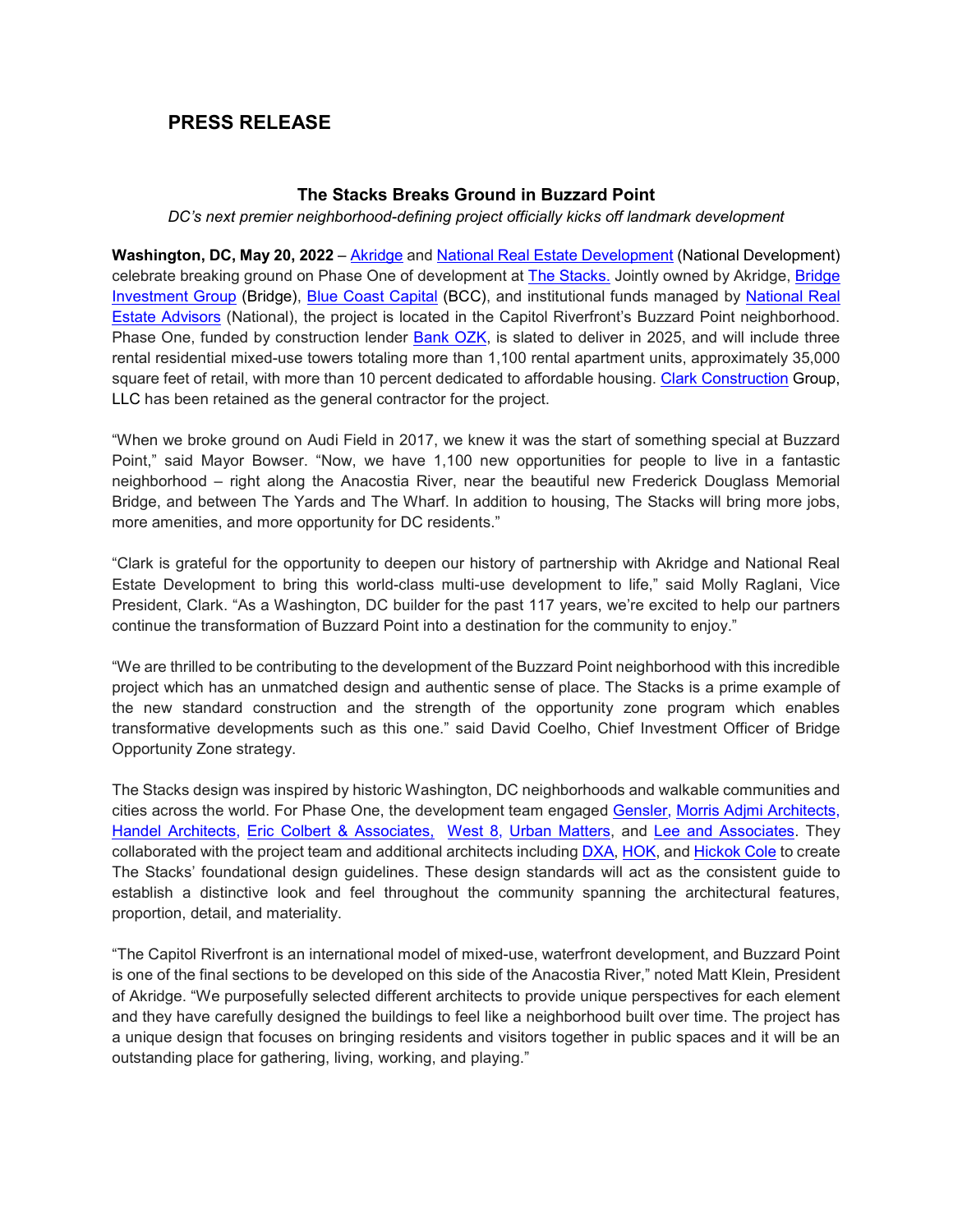## PRESS RELEASE

### The Stacks Breaks Ground in Buzzard Point

*DC's next premier neighborhood-defining project officially kicks off landmark development*

**Washington, DC, May 20, 2022** – Akridge and National Real Estate Development (National Development) celebrate breaking ground on Phase One of development at The Stacks. Jointly owned by Akridge, Bridge Investment Group (Bridge), Blue Coast Capital (BCC), and institutional funds managed by National Real Estate Advisors (National), the project is located in the Capitol Riverfront's Buzzard Point neighborhood. Phase One, funded by construction lender Bank OZK, is slated to deliver in 2025, and will include three rental residential mixed-use towers totaling more than 1,100 rental apartment units, approximately 35,000 square feet of retail, with more than 10 percent dedicated to affordable housing. Clark Construction Group, LLC has been retained as the general contractor for the project.

"When we broke ground on Audi Field in 2017, we knew it was the start of something special at Buzzard Point," said Mayor Bowser. "Now, we have 1,100 new opportunities for people to live in a fantastic neighborhood – right along the Anacostia River, near the beautiful new Frederick Douglass Memorial Bridge, and between The Yards and The Wharf. In addition to housing, The Stacks will bring more jobs, more amenities, and more opportunity for DC residents."

"Clark is grateful for the opportunity to deepen our history of partnership with Akridge and National Real Estate Development to bring this world-class multi-use development to life," said Molly Raglani, Vice President, Clark. "As a Washington, DC builder for the past 117 years, we're excited to help our partners continue the transformation of Buzzard Point into a destination for the community to enjoy."

"We are thrilled to be contributing to the development of the Buzzard Point neighborhood with this incredible project which has an unmatched design and authentic sense of place. The Stacks is a prime example of the new standard construction and the strength of the opportunity zone program which enables transformative developments such as this one." said David Coelho, Chief Investment Officer of Bridge Opportunity Zone strategy.

The Stacks design was inspired by historic Washington, DC neighborhoods and walkable communities and cities across the world. For Phase One, the development team engaged Gensler, Morris Adjmi Architects, Handel Architects, Eric Colbert & Associates, West 8, Urban Matters, and Lee and Associates. They collaborated with the project team and additional architects including DXA, HOK, and Hickok Cole to create The Stacks' foundational design guidelines. These design standards will act as the consistent guide to establish a distinctive look and feel throughout the community spanning the architectural features, proportion, detail, and materiality.

"The Capitol Riverfront is an international model of mixed-use, waterfront development, and Buzzard Point is one of the final sections to be developed on this side of the Anacostia River," noted Matt Klein, President of Akridge. "We purposefully selected different architects to provide unique perspectives for each element and they have carefully designed the buildings to feel like a neighborhood built over time. The project has a unique design that focuses on bringing residents and visitors together in public spaces and it will be an outstanding place for gathering, living, working, and playing."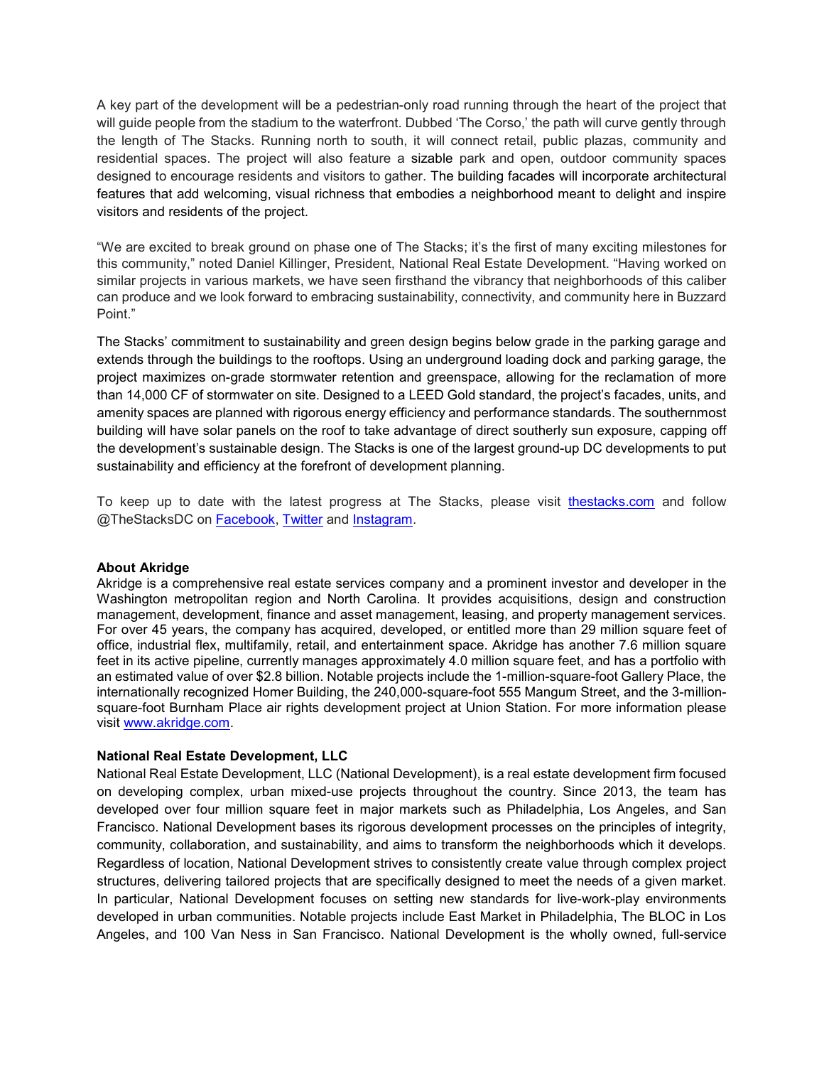A key part of the development will be a pedestrian-only road running through the heart of the project that will guide people from the stadium to the waterfront. Dubbed 'The Corso,' the path will curve gently through the length of The Stacks. Running north to south, it will connect retail, public plazas, community and residential spaces. The project will also feature a sizable park and open, outdoor community spaces designed to encourage residents and visitors to gather. The building facades will incorporate architectural features that add welcoming, visual richness that embodies a neighborhood meant to delight and inspire visitors and residents of the project.

"We are excited to break ground on phase one of The Stacks; it's the first of many exciting milestones for this community," noted Daniel Killinger, President, National Real Estate Development. "Having worked on similar projects in various markets, we have seen firsthand the vibrancy that neighborhoods of this caliber can produce and we look forward to embracing sustainability, connectivity, and community here in Buzzard Point."

The Stacks' commitment to sustainability and green design begins below grade in the parking garage and extends through the buildings to the rooftops. Using an underground loading dock and parking garage, the project maximizes on-grade stormwater retention and greenspace, allowing for the reclamation of more than 14,000 CF of stormwater on site. Designed to a LEED Gold standard, the project's facades, units, and amenity spaces are planned with rigorous energy efficiency and performance standards. The southernmost building will have solar panels on the roof to take advantage of direct southerly sun exposure, capping off the development's sustainable design. The Stacks is one of the largest ground-up DC developments to put sustainability and efficiency at the forefront of development planning.

To keep up to date with the latest progress at The Stacks, please visit [thestacks.com](thestacks.com) and follow @TheStacksDC on [Facebook](Facebook), [Twitter](Twitter) and [Instagram](Instagram).

**About Akridge**
Akridge is a comprehensive real estate services company and a prominent investor and developer in the Washington metropolitan region and North Carolina. It provides acquisitions, design and construction management, development, finance and asset management, leasing, and property management services. For over 45 years, the company has acquired, developed, or entitled more than 29 million square feet of office, industrial flex, multifamily, retail, and entertainment space. Akridge has another 7.6 million square feet in its active pipeline, currently manages approximately 4.0 million square feet, and has a portfolio with an estimated value of over $2.8 billion. Notable projects include the 1-million-square-foot Gallery Place, the internationally recognized Homer Building, the 240,000-square-foot 555 Mangum Street, and the 3-million-square-foot Burnham Place air rights development project at Union Station. For more information please visit [www.akridge.com](www.akridge.com).

**National Real Estate Development, LLC**
National Real Estate Development, LLC (National Development), is a real estate development firm focused on developing complex, urban mixed-use projects throughout the country. Since 2013, the team has developed over four million square feet in major markets such as Philadelphia, Los Angeles, and San Francisco. National Development bases its rigorous development processes on the principles of integrity, community, collaboration, and sustainability, and aims to transform the neighborhoods which it develops. Regardless of location, National Development strives to consistently create value through complex project structures, delivering tailored projects that are specifically designed to meet the needs of a given market. In particular, National Development focuses on setting new standards for live-work-play environments developed in urban communities. Notable projects include East Market in Philadelphia, The BLOC in Los Angeles, and 100 Van Ness in San Francisco. National Development is the wholly owned, full-service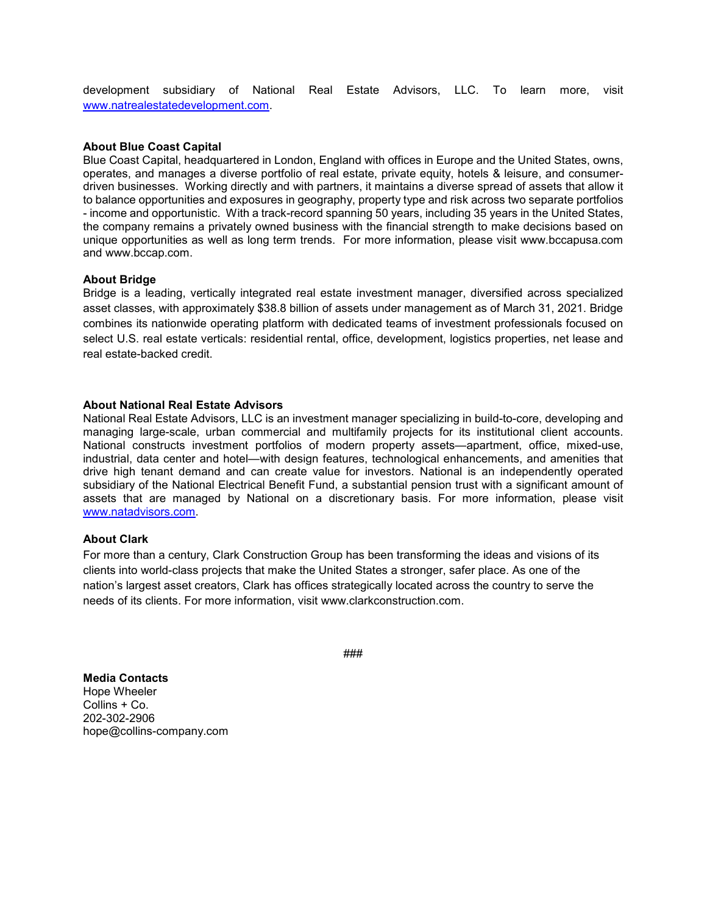development subsidiary of National Real Estate Advisors, LLC. To learn more, visit [www.natrealestatedevelopment.com](http://www.natrealestatedevelopment.com).

**About Blue Coast Capital**

Blue Coast Capital, headquartered in London, England with offices in Europe and the United States, owns, operates, and manages a diverse portfolio of real estate, private equity, hotels & leisure, and consumer-driven businesses. Working directly and with partners, it maintains a diverse spread of assets that allow it to balance opportunities and exposures in geography, property type and risk across two separate portfolios - income and opportunistic. With a track-record spanning 50 years, including 35 years in the United States, the company remains a privately owned business with the financial strength to make decisions based on unique opportunities as well as long term trends. For more information, please visit www.bccapusa.com and www.bccap.com.

**About Bridge**

Bridge is a leading, vertically integrated real estate investment manager, diversified across specialized asset classes, with approximately $38.8 billion of assets under management as of March 31, 2021. Bridge combines its nationwide operating platform with dedicated teams of investment professionals focused on select U.S. real estate verticals: residential rental, office, development, logistics properties, net lease and real estate-backed credit.

**About National Real Estate Advisors**

National Real Estate Advisors, LLC is an investment manager specializing in build-to-core, developing and managing large-scale, urban commercial and multifamily projects for its institutional client accounts. National constructs investment portfolios of modern property assets—apartment, office, mixed-use, industrial, data center and hotel—with design features, technological enhancements, and amenities that drive high tenant demand and can create value for investors. National is an independently operated subsidiary of the National Electrical Benefit Fund, a substantial pension trust with a significant amount of assets that are managed by National on a discretionary basis. For more information, please visit [www.natadvisors.com](http://www.natadvisors.com).

**About Clark**

For more than a century, Clark Construction Group has been transforming the ideas and visions of its clients into world-class projects that make the United States a stronger, safer place. As one of the nation's largest asset creators, Clark has offices strategically located across the country to serve the needs of its clients. For more information, visit www.clarkconstruction.com.

###

**Media Contacts**

Hope Wheeler
Collins + Co.
202-302-2906
hope@collins-company.com